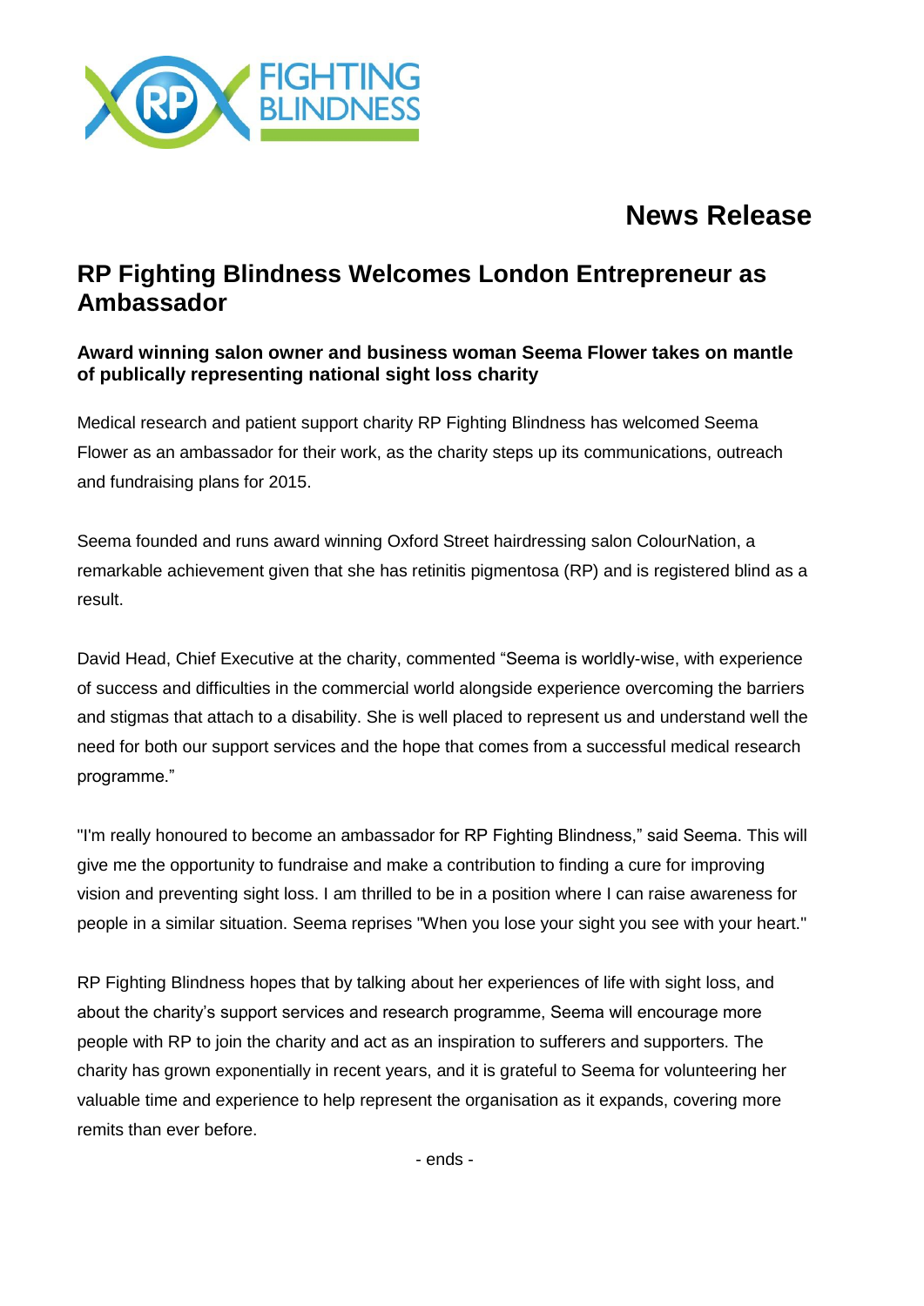FIGHTING BLINDNESS

# News Release

## RP Fighting Blindness Welcomes London Entrepreneur as Ambassador

### Award winning salon owner and business woman Seema Flower takes on mantle of publically representing national sight loss charity

Medical research and patient support charity RP Fighting Blindness has welcomed Seema Flower as an ambassador for their work, as the charity steps up its communications, outreach and fundraising plans for 2015.

Seema founded and runs award winning Oxford Street hairdressing salon ColourNation, a remarkable achievement given that she has retinitis pigmentosa (RP) and is registered blind as a result.

David Head, Chief Executive at the charity, commented "Seema is worldly-wise, with experience of success and difficulties in the commercial world alongside experience overcoming the barriers and stigmas that attach to a disability. She is well placed to represent us and understand well the need for both our support services and the hope that comes from a successful medical research programme."

"I'm really honoured to become an ambassador for RP Fighting Blindness," said Seema. This will give me the opportunity to fundraise and make a contribution to finding a cure for improving vision and preventing sight loss. I am thrilled to be in a position where I can raise awareness for people in a similar situation. Seema reprises "When you lose your sight you see with your heart."

RP Fighting Blindness hopes that by talking about her experiences of life with sight loss, and about the charity's support services and research programme, Seema will encourage more people with RP to join the charity and act as an inspiration to sufferers and supporters. The charity has grown exponentially in recent years, and it is grateful to Seema for volunteering her valuable time and experience to help represent the organisation as it expands, covering more remits than ever before.

- ends -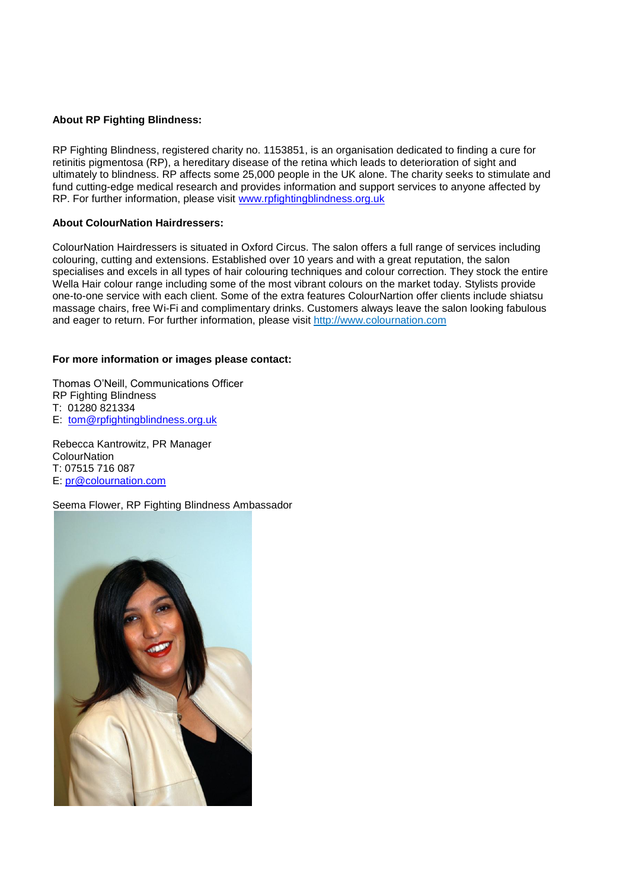**About RP Fighting Blindness:**

RP Fighting Blindness, registered charity no. 1153851, is an organisation dedicated to finding a cure for retinitis pigmentosa (RP), a hereditary disease of the retina which leads to deterioration of sight and ultimately to blindness. RP affects some 25,000 people in the UK alone. The charity seeks to stimulate and fund cutting-edge medical research and provides information and support services to anyone affected by RP. For further information, please visit www.rpfightingblindness.org.uk

**About ColourNation Hairdressers:**

ColourNation Hairdressers is situated in Oxford Circus. The salon offers a full range of services including colouring, cutting and extensions. Established over 10 years and with a great reputation, the salon specialises and excels in all types of hair colouring techniques and colour correction. They stock the entire Wella Hair colour range including some of the most vibrant colours on the market today. Stylists provide one-to-one service with each client. Some of the extra features ColourNartion offer clients include shiatsu massage chairs, free Wi-Fi and complimentary drinks. Customers always leave the salon looking fabulous and eager to return. For further information, please visit http://www.colournation.com

**For more information or images please contact:**

Thomas O'Neill, Communications Officer
RP Fighting Blindness
T: 01280 821334
E: tom@rpfightingblindness.org.uk

Rebecca Kantrowitz, PR Manager
ColourNation
T: 07515 716 087
E: pr@colournation.com

Seema Flower, RP Fighting Blindness Ambassador